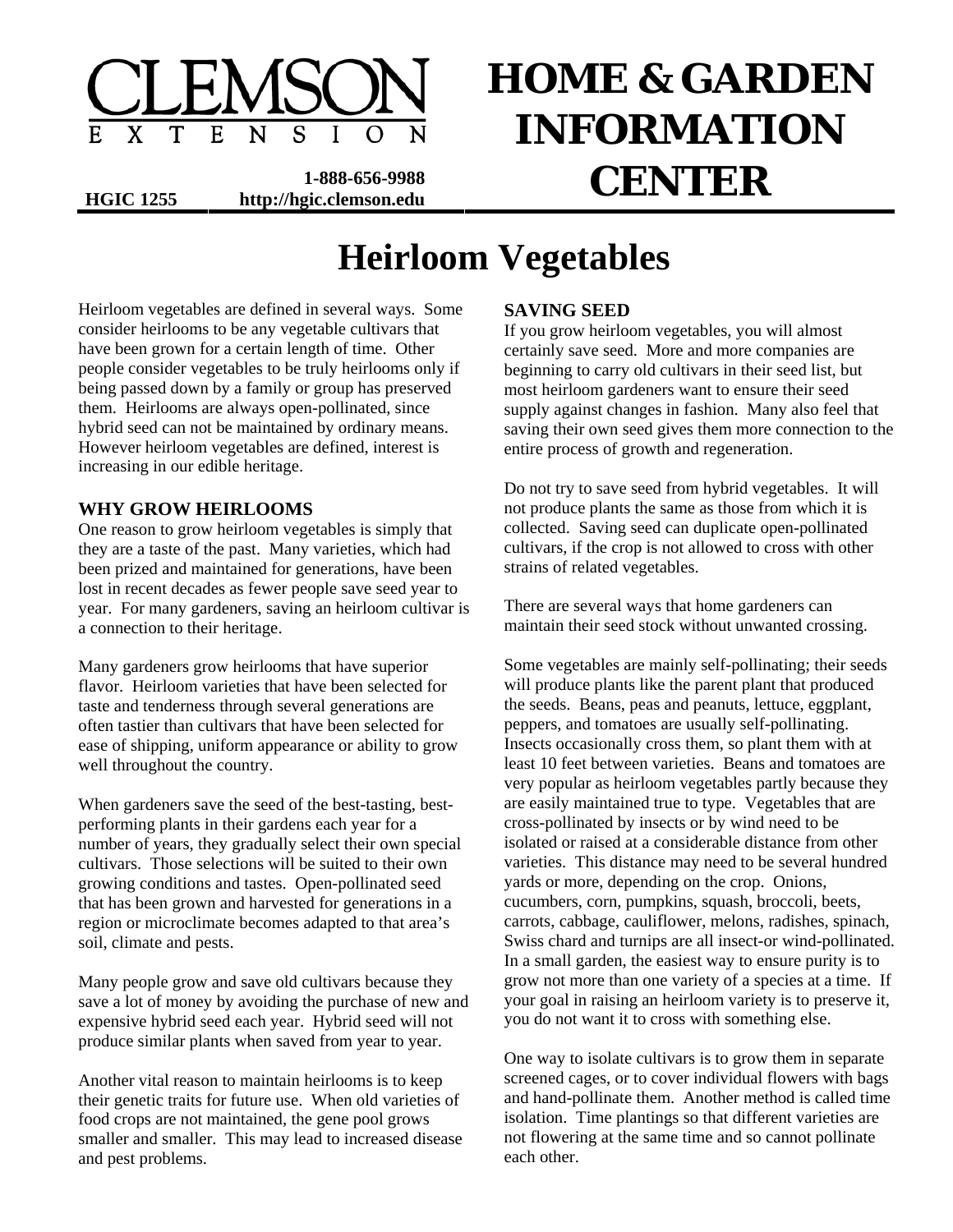CLEMSON EXTENSION

# HOME & GARDEN INFORMATION CENTER

HGIC 1255 &nbsp;&nbsp;&nbsp; 1-888-656-9988 &nbsp;&nbsp;&nbsp; http://hgic.clemson.edu

# Heirloom Vegetables

Heirloom vegetables are defined in several ways. Some consider heirlooms to be any vegetable cultivars that have been grown for a certain length of time. Other people consider vegetables to be truly heirlooms only if being passed down by a family or group has preserved them. Heirlooms are always open-pollinated, since hybrid seed can not be maintained by ordinary means. However heirloom vegetables are defined, interest is increasing in our edible heritage.

## WHY GROW HEIRLOOMS

One reason to grow heirloom vegetables is simply that they are a taste of the past. Many varieties, which had been prized and maintained for generations, have been lost in recent decades as fewer people save seed year to year. For many gardeners, saving an heirloom cultivar is a connection to their heritage.

Many gardeners grow heirlooms that have superior flavor. Heirloom varieties that have been selected for taste and tenderness through several generations are often tastier than cultivars that have been selected for ease of shipping, uniform appearance or ability to grow well throughout the country.

When gardeners save the seed of the best-tasting, best-performing plants in their gardens each year for a number of years, they gradually select their own special cultivars. Those selections will be suited to their own growing conditions and tastes. Open-pollinated seed that has been grown and harvested for generations in a region or microclimate becomes adapted to that area's soil, climate and pests.

Many people grow and save old cultivars because they save a lot of money by avoiding the purchase of new and expensive hybrid seed each year. Hybrid seed will not produce similar plants when saved from year to year.

Another vital reason to maintain heirlooms is to keep their genetic traits for future use. When old varieties of food crops are not maintained, the gene pool grows smaller and smaller. This may lead to increased disease and pest problems.

## SAVING SEED

If you grow heirloom vegetables, you will almost certainly save seed. More and more companies are beginning to carry old cultivars in their seed list, but most heirloom gardeners want to ensure their seed supply against changes in fashion. Many also feel that saving their own seed gives them more connection to the entire process of growth and regeneration.

Do not try to save seed from hybrid vegetables. It will not produce plants the same as those from which it is collected. Saving seed can duplicate open-pollinated cultivars, if the crop is not allowed to cross with other strains of related vegetables.

There are several ways that home gardeners can maintain their seed stock without unwanted crossing.

Some vegetables are mainly self-pollinating; their seeds will produce plants like the parent plant that produced the seeds. Beans, peas and peanuts, lettuce, eggplant, peppers, and tomatoes are usually self-pollinating. Insects occasionally cross them, so plant them with at least 10 feet between varieties. Beans and tomatoes are very popular as heirloom vegetables partly because they are easily maintained true to type. Vegetables that are cross-pollinated by insects or by wind need to be isolated or raised at a considerable distance from other varieties. This distance may need to be several hundred yards or more, depending on the crop. Onions, cucumbers, corn, pumpkins, squash, broccoli, beets, carrots, cabbage, cauliflower, melons, radishes, spinach, Swiss chard and turnips are all insect-or wind-pollinated. In a small garden, the easiest way to ensure purity is to grow not more than one variety of a species at a time. If your goal in raising an heirloom variety is to preserve it, you do not want it to cross with something else.

One way to isolate cultivars is to grow them in separate screened cages, or to cover individual flowers with bags and hand-pollinate them. Another method is called time isolation. Time plantings so that different varieties are not flowering at the same time and so cannot pollinate each other.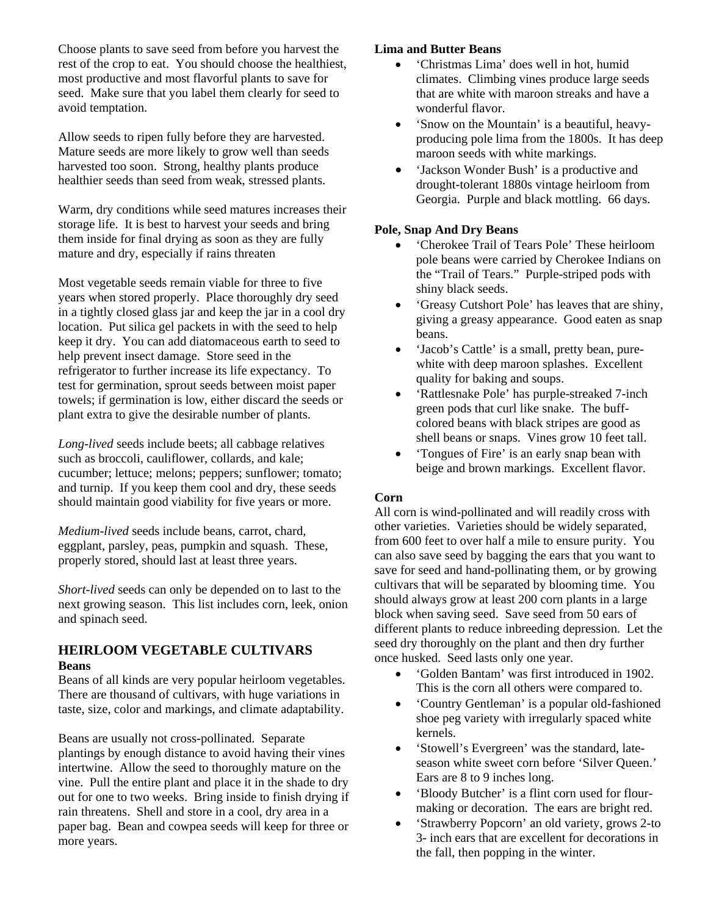Choose plants to save seed from before you harvest the rest of the crop to eat. You should choose the healthiest, most productive and most flavorful plants to save for seed. Make sure that you label them clearly for seed to avoid temptation.

Allow seeds to ripen fully before they are harvested. Mature seeds are more likely to grow well than seeds harvested too soon. Strong, healthy plants produce healthier seeds than seed from weak, stressed plants.

Warm, dry conditions while seed matures increases their storage life. It is best to harvest your seeds and bring them inside for final drying as soon as they are fully mature and dry, especially if rains threaten

Most vegetable seeds remain viable for three to five years when stored properly. Place thoroughly dry seed in a tightly closed glass jar and keep the jar in a cool dry location. Put silica gel packets in with the seed to help keep it dry. You can add diatomaceous earth to seed to help prevent insect damage. Store seed in the refrigerator to further increase its life expectancy. To test for germination, sprout seeds between moist paper towels; if germination is low, either discard the seeds or plant extra to give the desirable number of plants.

*Long-lived* seeds include beets; all cabbage relatives such as broccoli, cauliflower, collards, and kale; cucumber; lettuce; melons; peppers; sunflower; tomato; and turnip. If you keep them cool and dry, these seeds should maintain good viability for five years or more.

*Medium-lived* seeds include beans, carrot, chard, eggplant, parsley, peas, pumpkin and squash. These, properly stored, should last at least three years.

*Short-lived* seeds can only be depended on to last to the next growing season. This list includes corn, leek, onion and spinach seed.

## HEIRLOOM VEGETABLE CULTIVARS

**Beans**

Beans of all kinds are very popular heirloom vegetables. There are thousand of cultivars, with huge variations in taste, size, color and markings, and climate adaptability.

Beans are usually not cross-pollinated. Separate plantings by enough distance to avoid having their vines intertwine. Allow the seed to thoroughly mature on the vine. Pull the entire plant and place it in the shade to dry out for one to two weeks. Bring inside to finish drying if rain threatens. Shell and store in a cool, dry area in a paper bag. Bean and cowpea seeds will keep for three or more years.

**Lima and Butter Beans**

- 'Christmas Lima' does well in hot, humid climates. Climbing vines produce large seeds that are white with maroon streaks and have a wonderful flavor.
- 'Snow on the Mountain' is a beautiful, heavy-producing pole lima from the 1800s. It has deep maroon seeds with white markings.
- 'Jackson Wonder Bush' is a productive and drought-tolerant 1880s vintage heirloom from Georgia. Purple and black mottling. 66 days.

**Pole, Snap And Dry Beans**

- 'Cherokee Trail of Tears Pole' These heirloom pole beans were carried by Cherokee Indians on the "Trail of Tears." Purple-striped pods with shiny black seeds.
- 'Greasy Cutshort Pole' has leaves that are shiny, giving a greasy appearance. Good eaten as snap beans.
- 'Jacob's Cattle' is a small, pretty bean, pure-white with deep maroon splashes. Excellent quality for baking and soups.
- 'Rattlesnake Pole' has purple-streaked 7-inch green pods that curl like snake. The buff-colored beans with black stripes are good as shell beans or snaps. Vines grow 10 feet tall.
- 'Tongues of Fire' is an early snap bean with beige and brown markings. Excellent flavor.

**Corn**

All corn is wind-pollinated and will readily cross with other varieties. Varieties should be widely separated, from 600 feet to over half a mile to ensure purity. You can also save seed by bagging the ears that you want to save for seed and hand-pollinating them, or by growing cultivars that will be separated by blooming time. You should always grow at least 200 corn plants in a large block when saving seed. Save seed from 50 ears of different plants to reduce inbreeding depression. Let the seed dry thoroughly on the plant and then dry further once husked. Seed lasts only one year.

- 'Golden Bantam' was first introduced in 1902. This is the corn all others were compared to.
- 'Country Gentleman' is a popular old-fashioned shoe peg variety with irregularly spaced white kernels.
- 'Stowell's Evergreen' was the standard, late-season white sweet corn before 'Silver Queen.' Ears are 8 to 9 inches long.
- 'Bloody Butcher' is a flint corn used for flour-making or decoration. The ears are bright red.
- 'Strawberry Popcorn' an old variety, grows 2-to 3- inch ears that are excellent for decorations in the fall, then popping in the winter.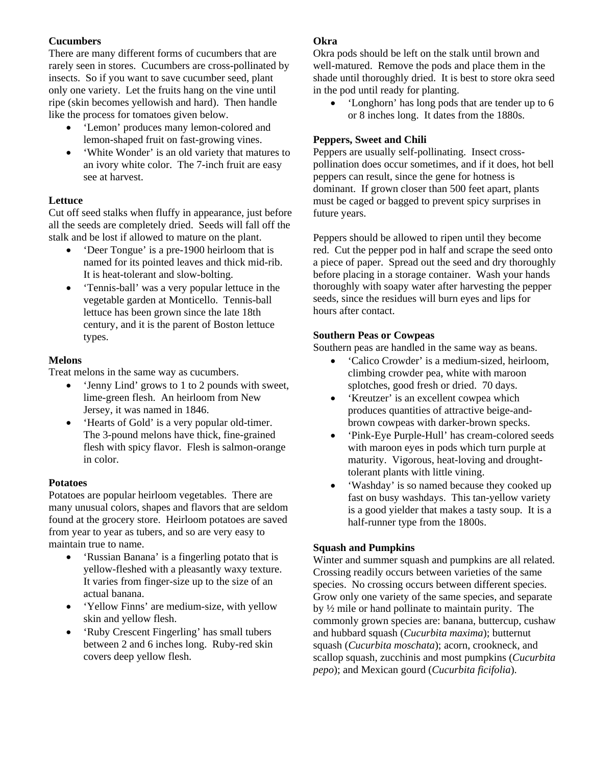**Cucumbers**

There are many different forms of cucumbers that are rarely seen in stores. Cucumbers are cross-pollinated by insects. So if you want to save cucumber seed, plant only one variety. Let the fruits hang on the vine until ripe (skin becomes yellowish and hard). Then handle like the process for tomatoes given below.

- 'Lemon' produces many lemon-colored and lemon-shaped fruit on fast-growing vines.
- 'White Wonder' is an old variety that matures to an ivory white color. The 7-inch fruit are easy see at harvest.

**Lettuce**

Cut off seed stalks when fluffy in appearance, just before all the seeds are completely dried. Seeds will fall off the stalk and be lost if allowed to mature on the plant.

- 'Deer Tongue' is a pre-1900 heirloom that is named for its pointed leaves and thick mid-rib. It is heat-tolerant and slow-bolting.
- 'Tennis-ball' was a very popular lettuce in the vegetable garden at Monticello. Tennis-ball lettuce has been grown since the late 18th century, and it is the parent of Boston lettuce types.

**Melons**

Treat melons in the same way as cucumbers.

- 'Jenny Lind' grows to 1 to 2 pounds with sweet, lime-green flesh. An heirloom from New Jersey, it was named in 1846.
- 'Hearts of Gold' is a very popular old-timer. The 3-pound melons have thick, fine-grained flesh with spicy flavor. Flesh is salmon-orange in color.

**Potatoes**

Potatoes are popular heirloom vegetables. There are many unusual colors, shapes and flavors that are seldom found at the grocery store. Heirloom potatoes are saved from year to year as tubers, and so are very easy to maintain true to name.

- 'Russian Banana' is a fingerling potato that is yellow-fleshed with a pleasantly waxy texture. It varies from finger-size up to the size of an actual banana.
- 'Yellow Finns' are medium-size, with yellow skin and yellow flesh.
- 'Ruby Crescent Fingerling' has small tubers between 2 and 6 inches long. Ruby-red skin covers deep yellow flesh.

**Okra**

Okra pods should be left on the stalk until brown and well-matured. Remove the pods and place them in the shade until thoroughly dried. It is best to store okra seed in the pod until ready for planting.

- 'Longhorn' has long pods that are tender up to 6 or 8 inches long. It dates from the 1880s.

**Peppers, Sweet and Chili**

Peppers are usually self-pollinating. Insect cross-pollination does occur sometimes, and if it does, hot bell peppers can result, since the gene for hotness is dominant. If grown closer than 500 feet apart, plants must be caged or bagged to prevent spicy surprises in future years.

Peppers should be allowed to ripen until they become red. Cut the pepper pod in half and scrape the seed onto a piece of paper. Spread out the seed and dry thoroughly before placing in a storage container. Wash your hands thoroughly with soapy water after harvesting the pepper seeds, since the residues will burn eyes and lips for hours after contact.

**Southern Peas or Cowpeas**

Southern peas are handled in the same way as beans.

- 'Calico Crowder' is a medium-sized, heirloom, climbing crowder pea, white with maroon splotches, good fresh or dried. 70 days.
- 'Kreutzer' is an excellent cowpea which produces quantities of attractive beige-and-brown cowpeas with darker-brown specks.
- 'Pink-Eye Purple-Hull' has cream-colored seeds with maroon eyes in pods which turn purple at maturity. Vigorous, heat-loving and drought-tolerant plants with little vining.
- 'Washday' is so named because they cooked up fast on busy washdays. This tan-yellow variety is a good yielder that makes a tasty soup. It is a half-runner type from the 1800s.

**Squash and Pumpkins**

Winter and summer squash and pumpkins are all related. Crossing readily occurs between varieties of the same species. No crossing occurs between different species. Grow only one variety of the same species, and separate by ½ mile or hand pollinate to maintain purity. The commonly grown species are: banana, buttercup, cushaw and hubbard squash (*Cucurbita maxima*); butternut squash (*Cucurbita moschata*); acorn, crookneck, and scallop squash, zucchinis and most pumpkins (*Cucurbita pepo*); and Mexican gourd (*Cucurbita ficifolia*).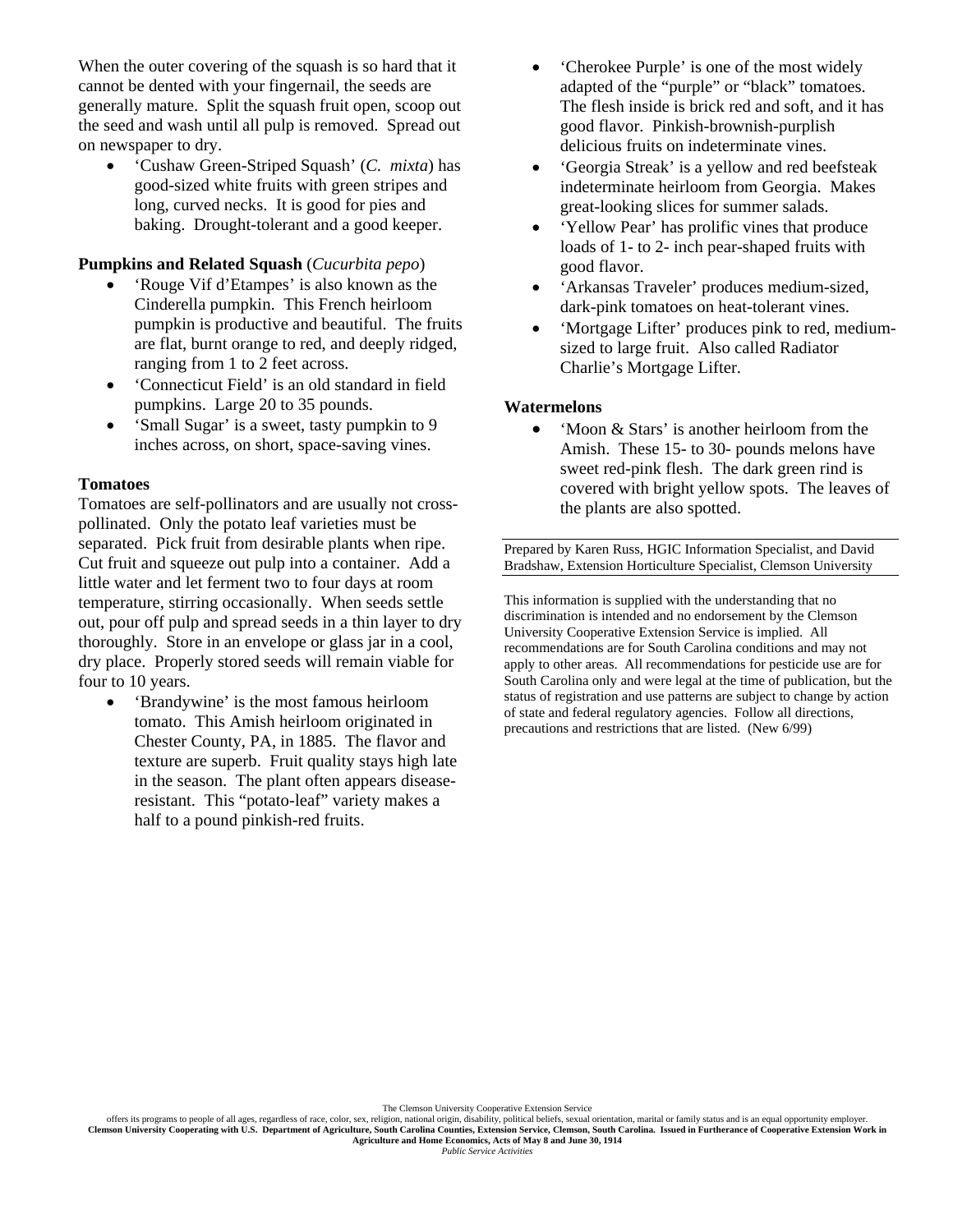When the outer covering of the squash is so hard that it cannot be dented with your fingernail, the seeds are generally mature. Split the squash fruit open, scoop out the seed and wash until all pulp is removed. Spread out on newspaper to dry.

- 'Cushaw Green-Striped Squash' (*C. mixta*) has good-sized white fruits with green stripes and long, curved necks. It is good for pies and baking. Drought-tolerant and a good keeper.

**Pumpkins and Related Squash** (*Cucurbita pepo*)

- 'Rouge Vif d'Etampes' is also known as the Cinderella pumpkin. This French heirloom pumpkin is productive and beautiful. The fruits are flat, burnt orange to red, and deeply ridged, ranging from 1 to 2 feet across.
- 'Connecticut Field' is an old standard in field pumpkins. Large 20 to 35 pounds.
- 'Small Sugar' is a sweet, tasty pumpkin to 9 inches across, on short, space-saving vines.

**Tomatoes**

Tomatoes are self-pollinators and are usually not cross-pollinated. Only the potato leaf varieties must be separated. Pick fruit from desirable plants when ripe. Cut fruit and squeeze out pulp into a container. Add a little water and let ferment two to four days at room temperature, stirring occasionally. When seeds settle out, pour off pulp and spread seeds in a thin layer to dry thoroughly. Store in an envelope or glass jar in a cool, dry place. Properly stored seeds will remain viable for four to 10 years.

- 'Brandywine' is the most famous heirloom tomato. This Amish heirloom originated in Chester County, PA, in 1885. The flavor and texture are superb. Fruit quality stays high late in the season. The plant often appears disease-resistant. This "potato-leaf" variety makes a half to a pound pinkish-red fruits.
- 'Cherokee Purple' is one of the most widely adapted of the "purple" or "black" tomatoes. The flesh inside is brick red and soft, and it has good flavor. Pinkish-brownish-purplish delicious fruits on indeterminate vines.
- 'Georgia Streak' is a yellow and red beefsteak indeterminate heirloom from Georgia. Makes great-looking slices for summer salads.
- 'Yellow Pear' has prolific vines that produce loads of 1- to 2- inch pear-shaped fruits with good flavor.
- 'Arkansas Traveler' produces medium-sized, dark-pink tomatoes on heat-tolerant vines.
- 'Mortgage Lifter' produces pink to red, medium-sized to large fruit. Also called Radiator Charlie's Mortgage Lifter.

**Watermelons**

- 'Moon & Stars' is another heirloom from the Amish. These 15- to 30- pounds melons have sweet red-pink flesh. The dark green rind is covered with bright yellow spots. The leaves of the plants are also spotted.

Prepared by Karen Russ, HGIC Information Specialist, and David Bradshaw, Extension Horticulture Specialist, Clemson University

This information is supplied with the understanding that no discrimination is intended and no endorsement by the Clemson University Cooperative Extension Service is implied. All recommendations are for South Carolina conditions and may not apply to other areas. All recommendations for pesticide use are for South Carolina only and were legal at the time of publication, but the status of registration and use patterns are subject to change by action of state and federal regulatory agencies. Follow all directions, precautions and restrictions that are listed. (New 6/99)

The Clemson University Cooperative Extension Service
offers its programs to people of all ages, regardless of race, color, sex, religion, national origin, disability, political beliefs, sexual orientation, marital or family status and is an equal opportunity employer.
**Clemson University Cooperating with U.S. Department of Agriculture, South Carolina Counties, Extension Service, Clemson, South Carolina. Issued in Furtherance of Cooperative Extension Work in Agriculture and Home Economics, Acts of May 8 and June 30, 1914**
*Public Service Activities*